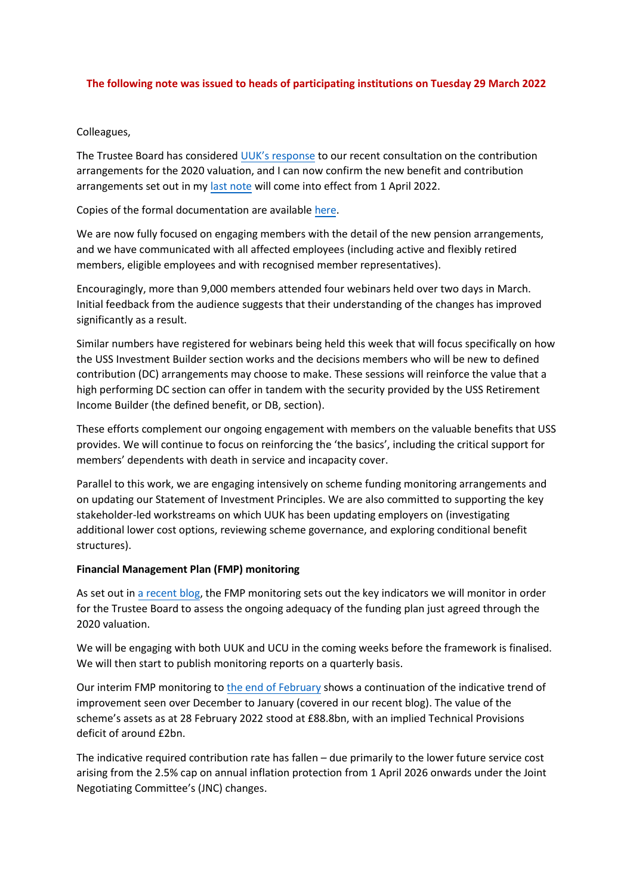**The following note was issued to heads of participating institutions on Tuesday 29 March 2022**

Colleagues,

The Trustee Board has considered UUK's response to our recent consultation on the contribution arrangements for the 2020 valuation, and I can now confirm the new benefit and contribution arrangements set out in my last note will come into effect from 1 April 2022.

Copies of the formal documentation are available here.

We are now fully focused on engaging members with the detail of the new pension arrangements, and we have communicated with all affected employees (including active and flexibly retired members, eligible employees and with recognised member representatives).

Encouragingly, more than 9,000 members attended four webinars held over two days in March. Initial feedback from the audience suggests that their understanding of the changes has improved significantly as a result.

Similar numbers have registered for webinars being held this week that will focus specifically on how the USS Investment Builder section works and the decisions members who will be new to defined contribution (DC) arrangements may choose to make. These sessions will reinforce the value that a high performing DC section can offer in tandem with the security provided by the USS Retirement Income Builder (the defined benefit, or DB, section).

These efforts complement our ongoing engagement with members on the valuable benefits that USS provides. We will continue to focus on reinforcing the 'the basics', including the critical support for members' dependents with death in service and incapacity cover.

Parallel to this work, we are engaging intensively on scheme funding monitoring arrangements and on updating our Statement of Investment Principles. We are also committed to supporting the key stakeholder-led workstreams on which UUK has been updating employers on (investigating additional lower cost options, reviewing scheme governance, and exploring conditional benefit structures).

**Financial Management Plan (FMP) monitoring**

As set out in a recent blog, the FMP monitoring sets out the key indicators we will monitor in order for the Trustee Board to assess the ongoing adequacy of the funding plan just agreed through the 2020 valuation.

We will be engaging with both UUK and UCU in the coming weeks before the framework is finalised. We will then start to publish monitoring reports on a quarterly basis.

Our interim FMP monitoring to the end of February shows a continuation of the indicative trend of improvement seen over December to January (covered in our recent blog). The value of the scheme's assets as at 28 February 2022 stood at £88.8bn, with an implied Technical Provisions deficit of around £2bn.

The indicative required contribution rate has fallen – due primarily to the lower future service cost arising from the 2.5% cap on annual inflation protection from 1 April 2026 onwards under the Joint Negotiating Committee's (JNC) changes.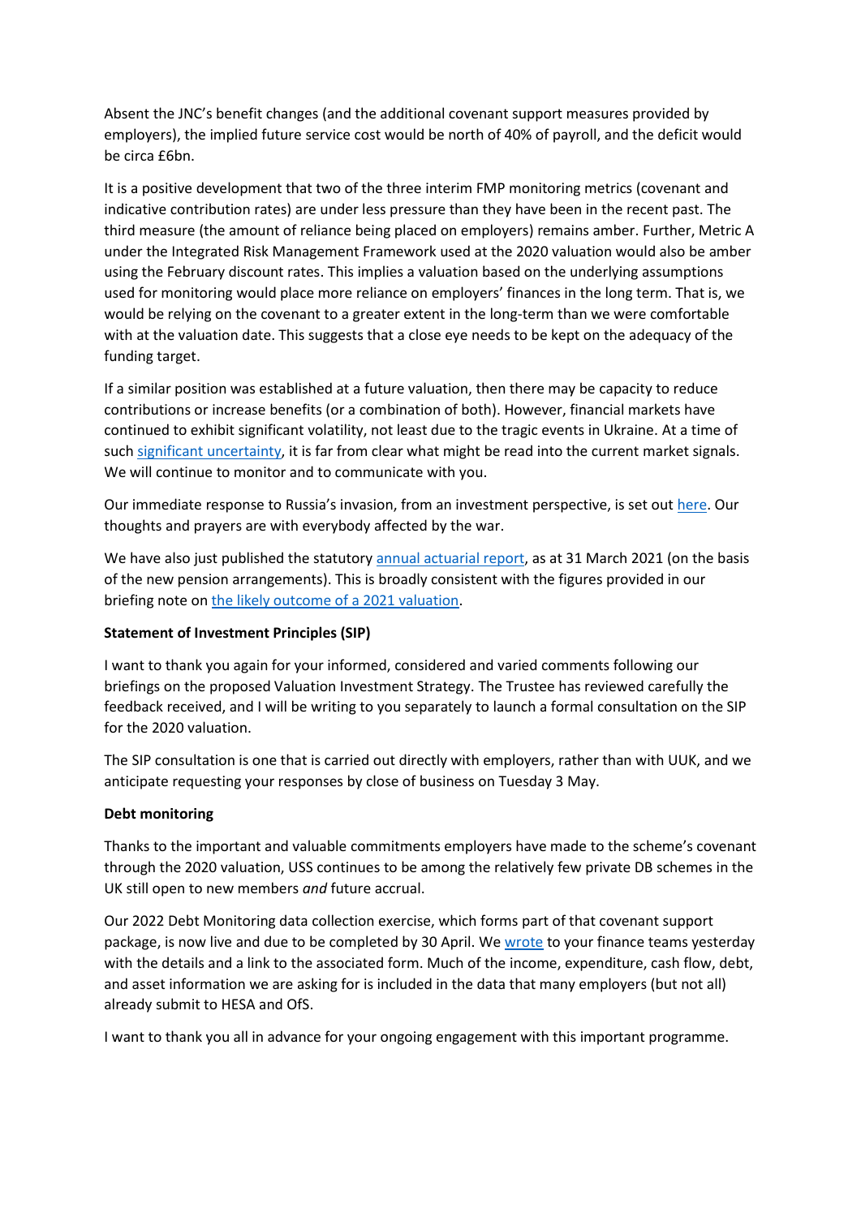Absent the JNC's benefit changes (and the additional covenant support measures provided by employers), the implied future service cost would be north of 40% of payroll, and the deficit would be circa £6bn.

It is a positive development that two of the three interim FMP monitoring metrics (covenant and indicative contribution rates) are under less pressure than they have been in the recent past. The third measure (the amount of reliance being placed on employers) remains amber. Further, Metric A under the Integrated Risk Management Framework used at the 2020 valuation would also be amber using the February discount rates. This implies a valuation based on the underlying assumptions used for monitoring would place more reliance on employers' finances in the long term. That is, we would be relying on the covenant to a greater extent in the long-term than we were comfortable with at the valuation date. This suggests that a close eye needs to be kept on the adequacy of the funding target.

If a similar position was established at a future valuation, then there may be capacity to reduce contributions or increase benefits (or a combination of both). However, financial markets have continued to exhibit significant volatility, not least due to the tragic events in Ukraine. At a time of such significant uncertainty, it is far from clear what might be read into the current market signals. We will continue to monitor and to communicate with you.

Our immediate response to Russia's invasion, from an investment perspective, is set out here. Our thoughts and prayers are with everybody affected by the war.

We have also just published the statutory annual actuarial report, as at 31 March 2021 (on the basis of the new pension arrangements). This is broadly consistent with the figures provided in our briefing note on the likely outcome of a 2021 valuation.

**Statement of Investment Principles (SIP)**

I want to thank you again for your informed, considered and varied comments following our briefings on the proposed Valuation Investment Strategy. The Trustee has reviewed carefully the feedback received, and I will be writing to you separately to launch a formal consultation on the SIP for the 2020 valuation.

The SIP consultation is one that is carried out directly with employers, rather than with UUK, and we anticipate requesting your responses by close of business on Tuesday 3 May.

**Debt monitoring**

Thanks to the important and valuable commitments employers have made to the scheme's covenant through the 2020 valuation, USS continues to be among the relatively few private DB schemes in the UK still open to new members *and* future accrual.

Our 2022 Debt Monitoring data collection exercise, which forms part of that covenant support package, is now live and due to be completed by 30 April. We wrote to your finance teams yesterday with the details and a link to the associated form. Much of the income, expenditure, cash flow, debt, and asset information we are asking for is included in the data that many employers (but not all) already submit to HESA and OfS.

I want to thank you all in advance for your ongoing engagement with this important programme.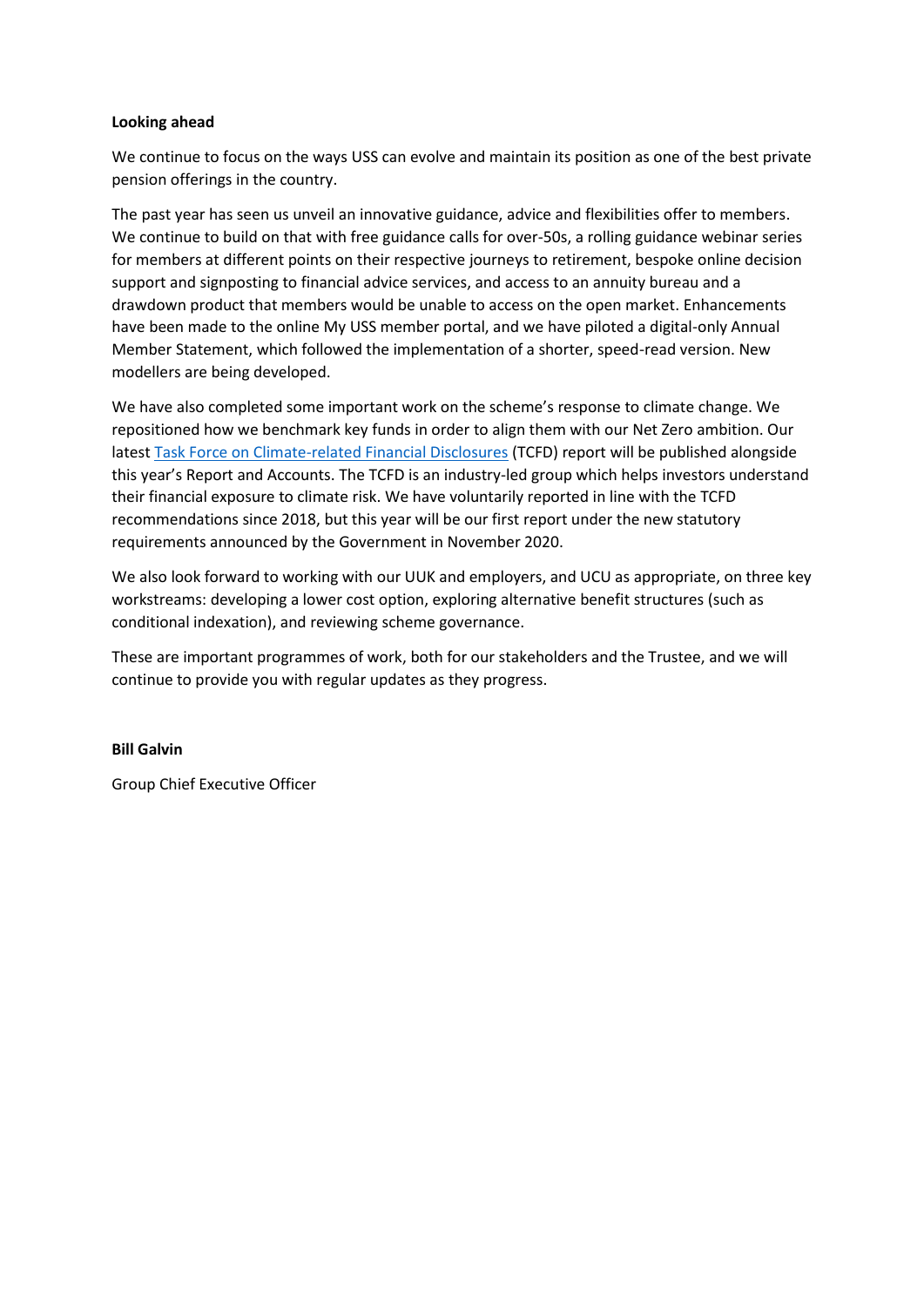**Looking ahead**

We continue to focus on the ways USS can evolve and maintain its position as one of the best private pension offerings in the country.

The past year has seen us unveil an innovative guidance, advice and flexibilities offer to members. We continue to build on that with free guidance calls for over-50s, a rolling guidance webinar series for members at different points on their respective journeys to retirement, bespoke online decision support and signposting to financial advice services, and access to an annuity bureau and a drawdown product that members would be unable to access on the open market. Enhancements have been made to the online My USS member portal, and we have piloted a digital-only Annual Member Statement, which followed the implementation of a shorter, speed-read version. New modellers are being developed.

We have also completed some important work on the scheme's response to climate change. We repositioned how we benchmark key funds in order to align them with our Net Zero ambition. Our latest Task Force on Climate-related Financial Disclosures (TCFD) report will be published alongside this year's Report and Accounts. The TCFD is an industry-led group which helps investors understand their financial exposure to climate risk. We have voluntarily reported in line with the TCFD recommendations since 2018, but this year will be our first report under the new statutory requirements announced by the Government in November 2020.

We also look forward to working with our UUK and employers, and UCU as appropriate, on three key workstreams: developing a lower cost option, exploring alternative benefit structures (such as conditional indexation), and reviewing scheme governance.

These are important programmes of work, both for our stakeholders and the Trustee, and we will continue to provide you with regular updates as they progress.

**Bill Galvin**

Group Chief Executive Officer